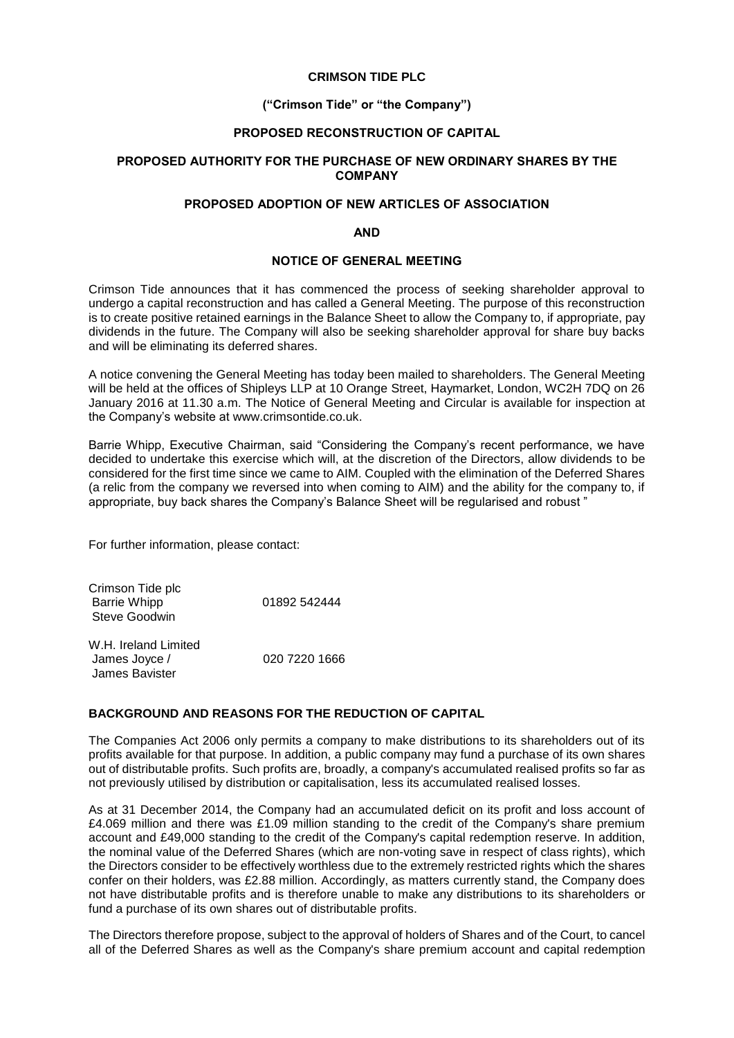**CRIMSON TIDE PLC**

**("Crimson Tide" or "the Company")**

**PROPOSED RECONSTRUCTION OF CAPITAL**

**PROPOSED AUTHORITY FOR THE PURCHASE OF NEW ORDINARY SHARES BY THE COMPANY**

**PROPOSED ADOPTION OF NEW ARTICLES OF ASSOCIATION**

**AND**

**NOTICE OF GENERAL MEETING**

Crimson Tide announces that it has commenced the process of seeking shareholder approval to undergo a capital reconstruction and has called a General Meeting. The purpose of this reconstruction is to create positive retained earnings in the Balance Sheet to allow the Company to, if appropriate, pay dividends in the future. The Company will also be seeking shareholder approval for share buy backs and will be eliminating its deferred shares.

A notice convening the General Meeting has today been mailed to shareholders. The General Meeting will be held at the offices of Shipleys LLP at 10 Orange Street, Haymarket, London, WC2H 7DQ on 26 January 2016 at 11.30 a.m. The Notice of General Meeting and Circular is available for inspection at the Company's website at www.crimsontide.co.uk.

Barrie Whipp, Executive Chairman, said "Considering the Company's recent performance, we have decided to undertake this exercise which will, at the discretion of the Directors, allow dividends to be considered for the first time since we came to AIM. Coupled with the elimination of the Deferred Shares (a relic from the company we reversed into when coming to AIM) and the ability for the company to, if appropriate, buy back shares the Company's Balance Sheet will be regularised and robust "

For further information, please contact:

| | |
|---|---|
| Crimson Tide plc | |
| Barrie Whipp | 01892 542444 |
| Steve Goodwin | |
| W.H. Ireland Limited | |
| James Joyce / | 020 7220 1666 |
| James Bavister | |

**BACKGROUND AND REASONS FOR THE REDUCTION OF CAPITAL**

The Companies Act 2006 only permits a company to make distributions to its shareholders out of its profits available for that purpose. In addition, a public company may fund a purchase of its own shares out of distributable profits. Such profits are, broadly, a company's accumulated realised profits so far as not previously utilised by distribution or capitalisation, less its accumulated realised losses.

As at 31 December 2014, the Company had an accumulated deficit on its profit and loss account of £4.069 million and there was £1.09 million standing to the credit of the Company's share premium account and £49,000 standing to the credit of the Company's capital redemption reserve. In addition, the nominal value of the Deferred Shares (which are non-voting save in respect of class rights), which the Directors consider to be effectively worthless due to the extremely restricted rights which the shares confer on their holders, was £2.88 million. Accordingly, as matters currently stand, the Company does not have distributable profits and is therefore unable to make any distributions to its shareholders or fund a purchase of its own shares out of distributable profits.

The Directors therefore propose, subject to the approval of holders of Shares and of the Court, to cancel all of the Deferred Shares as well as the Company's share premium account and capital redemption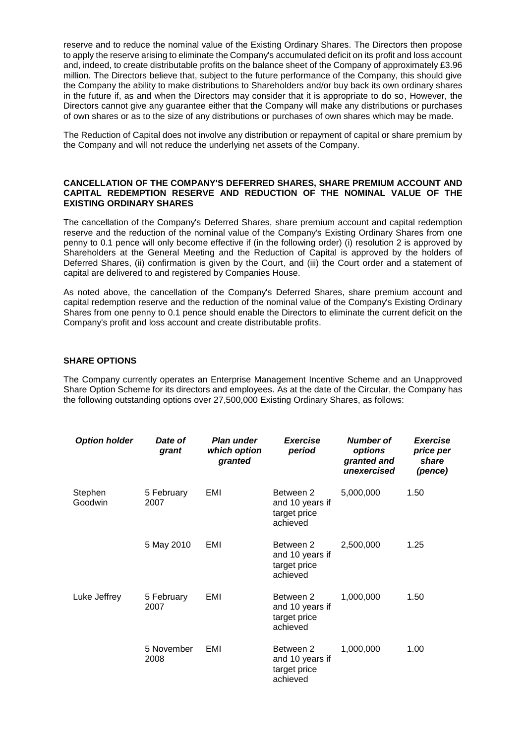reserve and to reduce the nominal value of the Existing Ordinary Shares. The Directors then propose to apply the reserve arising to eliminate the Company's accumulated deficit on its profit and loss account and, indeed, to create distributable profits on the balance sheet of the Company of approximately £3.96 million. The Directors believe that, subject to the future performance of the Company, this should give the Company the ability to make distributions to Shareholders and/or buy back its own ordinary shares in the future if, as and when the Directors may consider that it is appropriate to do so, However, the Directors cannot give any guarantee either that the Company will make any distributions or purchases of own shares or as to the size of any distributions or purchases of own shares which may be made.

The Reduction of Capital does not involve any distribution or repayment of capital or share premium by the Company and will not reduce the underlying net assets of the Company.

**CANCELLATION OF THE COMPANY'S DEFERRED SHARES, SHARE PREMIUM ACCOUNT AND CAPITAL REDEMPTION RESERVE AND REDUCTION OF THE NOMINAL VALUE OF THE EXISTING ORDINARY SHARES**

The cancellation of the Company's Deferred Shares, share premium account and capital redemption reserve and the reduction of the nominal value of the Company's Existing Ordinary Shares from one penny to 0.1 pence will only become effective if (in the following order) (i) resolution 2 is approved by Shareholders at the General Meeting and the Reduction of Capital is approved by the holders of Deferred Shares, (ii) confirmation is given by the Court, and (iii) the Court order and a statement of capital are delivered to and registered by Companies House.

As noted above, the cancellation of the Company's Deferred Shares, share premium account and capital redemption reserve and the reduction of the nominal value of the Company's Existing Ordinary Shares from one penny to 0.1 pence should enable the Directors to eliminate the current deficit on the Company's profit and loss account and create distributable profits.

**SHARE OPTIONS**

The Company currently operates an Enterprise Management Incentive Scheme and an Unapproved Share Option Scheme for its directors and employees. As at the date of the Circular, the Company has the following outstanding options over 27,500,000 Existing Ordinary Shares, as follows:

| ***Option holder*** | ***Date of grant*** | ***Plan under which option granted*** | ***Exercise period*** | ***Number of options granted and unexercised*** | ***Exercise price per share (pence)*** |
|---|---|---|---|---|---|
| Stephen Goodwin | 5 February 2007 | EMI | Between 2 and 10 years if target price achieved | 5,000,000 | 1.50 |
| | 5 May 2010 | EMI | Between 2 and 10 years if target price achieved | 2,500,000 | 1.25 |
| Luke Jeffrey | 5 February 2007 | EMI | Between 2 and 10 years if target price achieved | 1,000,000 | 1.50 |
| | 5 November 2008 | EMI | Between 2 and 10 years if target price achieved | 1,000,000 | 1.00 |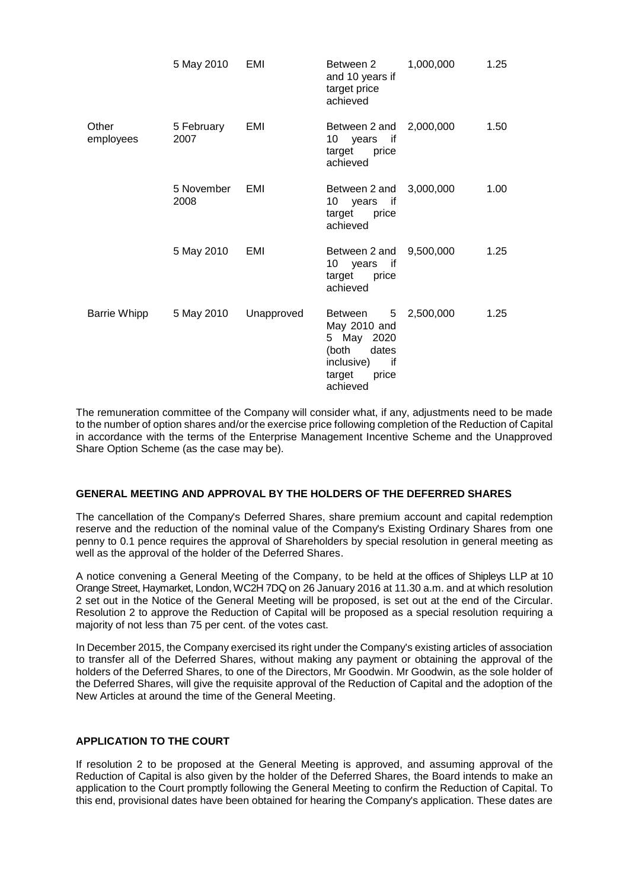| | 5 May 2010 | EMI | Between 2 and 10 years if target price achieved | 1,000,000 | 1.25 |
|---|---|---|---|---|---|
| Other employees | 5 February 2007 | EMI | Between 2 and 10 years if target price achieved | 2,000,000 | 1.50 |
| | 5 November 2008 | EMI | Between 2 and 10 years if target price achieved | 3,000,000 | 1.00 |
| | 5 May 2010 | EMI | Between 2 and 10 years if target price achieved | 9,500,000 | 1.25 |
| Barrie Whipp | 5 May 2010 | Unapproved | Between 5 May 2010 and 5 May 2020 (both dates inclusive) if target price achieved | 2,500,000 | 1.25 |

The remuneration committee of the Company will consider what, if any, adjustments need to be made to the number of option shares and/or the exercise price following completion of the Reduction of Capital in accordance with the terms of the Enterprise Management Incentive Scheme and the Unapproved Share Option Scheme (as the case may be).

**GENERAL MEETING AND APPROVAL BY THE HOLDERS OF THE DEFERRED SHARES**

The cancellation of the Company's Deferred Shares, share premium account and capital redemption reserve and the reduction of the nominal value of the Company's Existing Ordinary Shares from one penny to 0.1 pence requires the approval of Shareholders by special resolution in general meeting as well as the approval of the holder of the Deferred Shares.

A notice convening a General Meeting of the Company, to be held at the offices of Shipleys LLP at 10 Orange Street, Haymarket, London, WC2H 7DQ on 26 January 2016 at 11.30 a.m. and at which resolution 2 set out in the Notice of the General Meeting will be proposed, is set out at the end of the Circular. Resolution 2 to approve the Reduction of Capital will be proposed as a special resolution requiring a majority of not less than 75 per cent. of the votes cast.

In December 2015, the Company exercised its right under the Company's existing articles of association to transfer all of the Deferred Shares, without making any payment or obtaining the approval of the holders of the Deferred Shares, to one of the Directors, Mr Goodwin. Mr Goodwin, as the sole holder of the Deferred Shares, will give the requisite approval of the Reduction of Capital and the adoption of the New Articles at around the time of the General Meeting.

**APPLICATION TO THE COURT**

If resolution 2 to be proposed at the General Meeting is approved, and assuming approval of the Reduction of Capital is also given by the holder of the Deferred Shares, the Board intends to make an application to the Court promptly following the General Meeting to confirm the Reduction of Capital. To this end, provisional dates have been obtained for hearing the Company's application. These dates are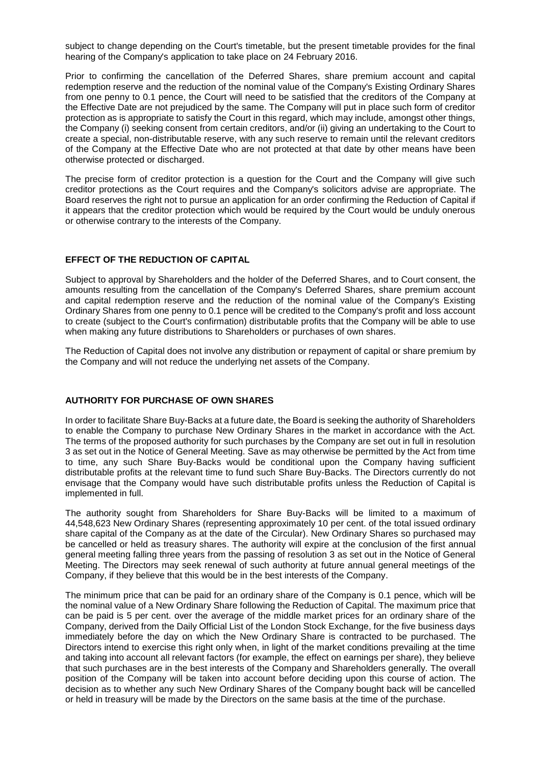subject to change depending on the Court's timetable, but the present timetable provides for the final hearing of the Company's application to take place on 24 February 2016.

Prior to confirming the cancellation of the Deferred Shares, share premium account and capital redemption reserve and the reduction of the nominal value of the Company's Existing Ordinary Shares from one penny to 0.1 pence, the Court will need to be satisfied that the creditors of the Company at the Effective Date are not prejudiced by the same. The Company will put in place such form of creditor protection as is appropriate to satisfy the Court in this regard, which may include, amongst other things, the Company (i) seeking consent from certain creditors, and/or (ii) giving an undertaking to the Court to create a special, non-distributable reserve, with any such reserve to remain until the relevant creditors of the Company at the Effective Date who are not protected at that date by other means have been otherwise protected or discharged.

The precise form of creditor protection is a question for the Court and the Company will give such creditor protections as the Court requires and the Company's solicitors advise are appropriate. The Board reserves the right not to pursue an application for an order confirming the Reduction of Capital if it appears that the creditor protection which would be required by the Court would be unduly onerous or otherwise contrary to the interests of the Company.

## EFFECT OF THE REDUCTION OF CAPITAL

Subject to approval by Shareholders and the holder of the Deferred Shares, and to Court consent, the amounts resulting from the cancellation of the Company's Deferred Shares, share premium account and capital redemption reserve and the reduction of the nominal value of the Company's Existing Ordinary Shares from one penny to 0.1 pence will be credited to the Company's profit and loss account to create (subject to the Court's confirmation) distributable profits that the Company will be able to use when making any future distributions to Shareholders or purchases of own shares.

The Reduction of Capital does not involve any distribution or repayment of capital or share premium by the Company and will not reduce the underlying net assets of the Company.

## AUTHORITY FOR PURCHASE OF OWN SHARES

In order to facilitate Share Buy-Backs at a future date, the Board is seeking the authority of Shareholders to enable the Company to purchase New Ordinary Shares in the market in accordance with the Act. The terms of the proposed authority for such purchases by the Company are set out in full in resolution 3 as set out in the Notice of General Meeting. Save as may otherwise be permitted by the Act from time to time, any such Share Buy-Backs would be conditional upon the Company having sufficient distributable profits at the relevant time to fund such Share Buy-Backs. The Directors currently do not envisage that the Company would have such distributable profits unless the Reduction of Capital is implemented in full.

The authority sought from Shareholders for Share Buy-Backs will be limited to a maximum of 44,548,623 New Ordinary Shares (representing approximately 10 per cent. of the total issued ordinary share capital of the Company as at the date of the Circular). New Ordinary Shares so purchased may be cancelled or held as treasury shares. The authority will expire at the conclusion of the first annual general meeting falling three years from the passing of resolution 3 as set out in the Notice of General Meeting. The Directors may seek renewal of such authority at future annual general meetings of the Company, if they believe that this would be in the best interests of the Company.

The minimum price that can be paid for an ordinary share of the Company is 0.1 pence, which will be the nominal value of a New Ordinary Share following the Reduction of Capital. The maximum price that can be paid is 5 per cent. over the average of the middle market prices for an ordinary share of the Company, derived from the Daily Official List of the London Stock Exchange, for the five business days immediately before the day on which the New Ordinary Share is contracted to be purchased. The Directors intend to exercise this right only when, in light of the market conditions prevailing at the time and taking into account all relevant factors (for example, the effect on earnings per share), they believe that such purchases are in the best interests of the Company and Shareholders generally. The overall position of the Company will be taken into account before deciding upon this course of action. The decision as to whether any such New Ordinary Shares of the Company bought back will be cancelled or held in treasury will be made by the Directors on the same basis at the time of the purchase.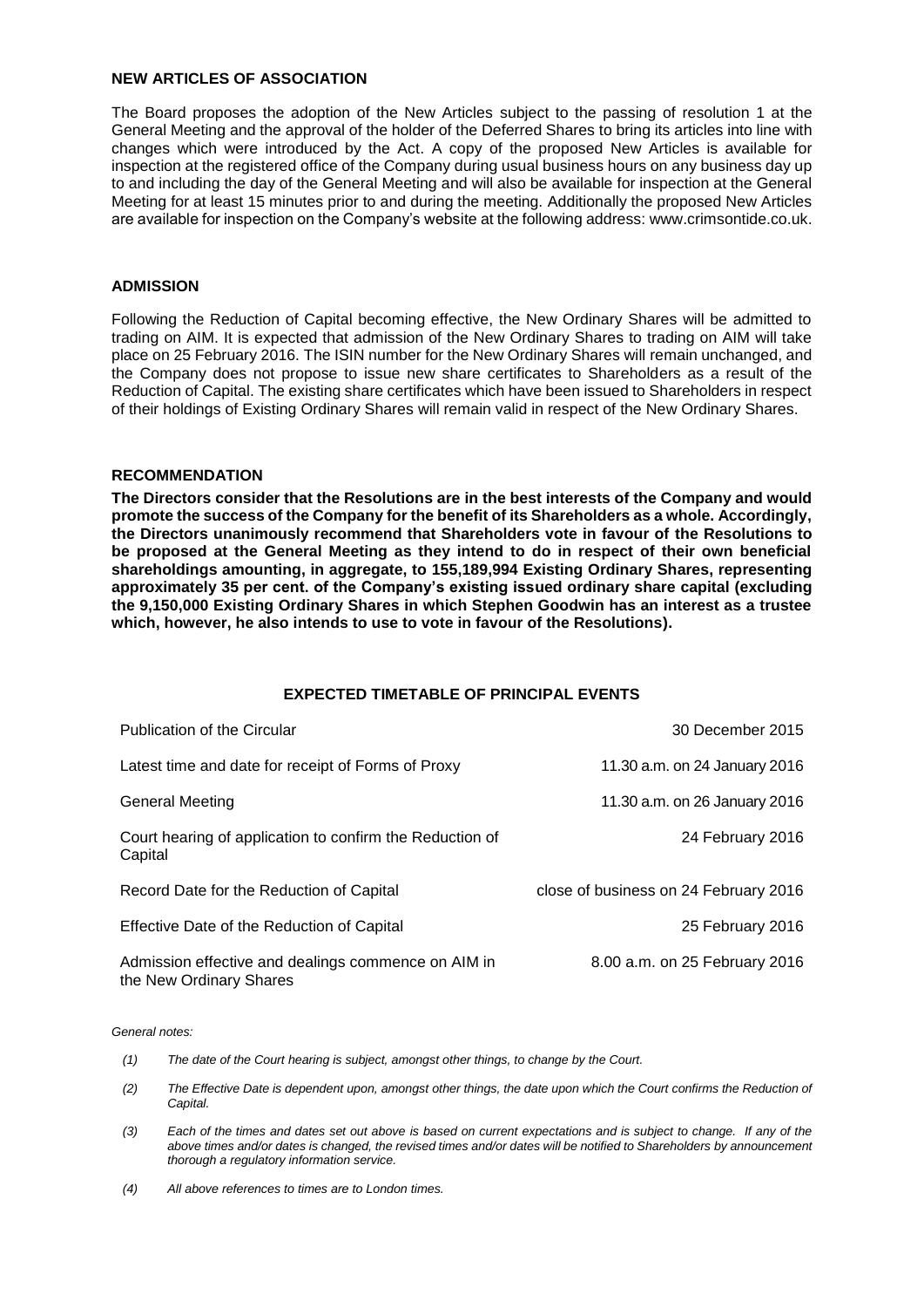## NEW ARTICLES OF ASSOCIATION

The Board proposes the adoption of the New Articles subject to the passing of resolution 1 at the General Meeting and the approval of the holder of the Deferred Shares to bring its articles into line with changes which were introduced by the Act. A copy of the proposed New Articles is available for inspection at the registered office of the Company during usual business hours on any business day up to and including the day of the General Meeting and will also be available for inspection at the General Meeting for at least 15 minutes prior to and during the meeting. Additionally the proposed New Articles are available for inspection on the Company's website at the following address: www.crimsontide.co.uk.

## ADMISSION

Following the Reduction of Capital becoming effective, the New Ordinary Shares will be admitted to trading on AIM. It is expected that admission of the New Ordinary Shares to trading on AIM will take place on 25 February 2016. The ISIN number for the New Ordinary Shares will remain unchanged, and the Company does not propose to issue new share certificates to Shareholders as a result of the Reduction of Capital. The existing share certificates which have been issued to Shareholders in respect of their holdings of Existing Ordinary Shares will remain valid in respect of the New Ordinary Shares.

## RECOMMENDATION

**The Directors consider that the Resolutions are in the best interests of the Company and would promote the success of the Company for the benefit of its Shareholders as a whole. Accordingly, the Directors unanimously recommend that Shareholders vote in favour of the Resolutions to be proposed at the General Meeting as they intend to do in respect of their own beneficial shareholdings amounting, in aggregate, to 155,189,994 Existing Ordinary Shares, representing approximately 35 per cent. of the Company's existing issued ordinary share capital (excluding the 9,150,000 Existing Ordinary Shares in which Stephen Goodwin has an interest as a trustee which, however, he also intends to use to vote in favour of the Resolutions).**

## EXPECTED TIMETABLE OF PRINCIPAL EVENTS

| | |
|---|---|
| Publication of the Circular | 30 December 2015 |
| Latest time and date for receipt of Forms of Proxy | 11.30 a.m. on 24 January 2016 |
| General Meeting | 11.30 a.m. on 26 January 2016 |
| Court hearing of application to confirm the Reduction of Capital | 24 February 2016 |
| Record Date for the Reduction of Capital | close of business on 24 February 2016 |
| Effective Date of the Reduction of Capital | 25 February 2016 |
| Admission effective and dealings commence on AIM in the New Ordinary Shares | 8.00 a.m. on 25 February 2016 |

*General notes:*

*(1) The date of the Court hearing is subject, amongst other things, to change by the Court.*

*(2) The Effective Date is dependent upon, amongst other things, the date upon which the Court confirms the Reduction of Capital.*

*(3) Each of the times and dates set out above is based on current expectations and is subject to change. If any of the above times and/or dates is changed, the revised times and/or dates will be notified to Shareholders by announcement thorough a regulatory information service.*

*(4) All above references to times are to London times.*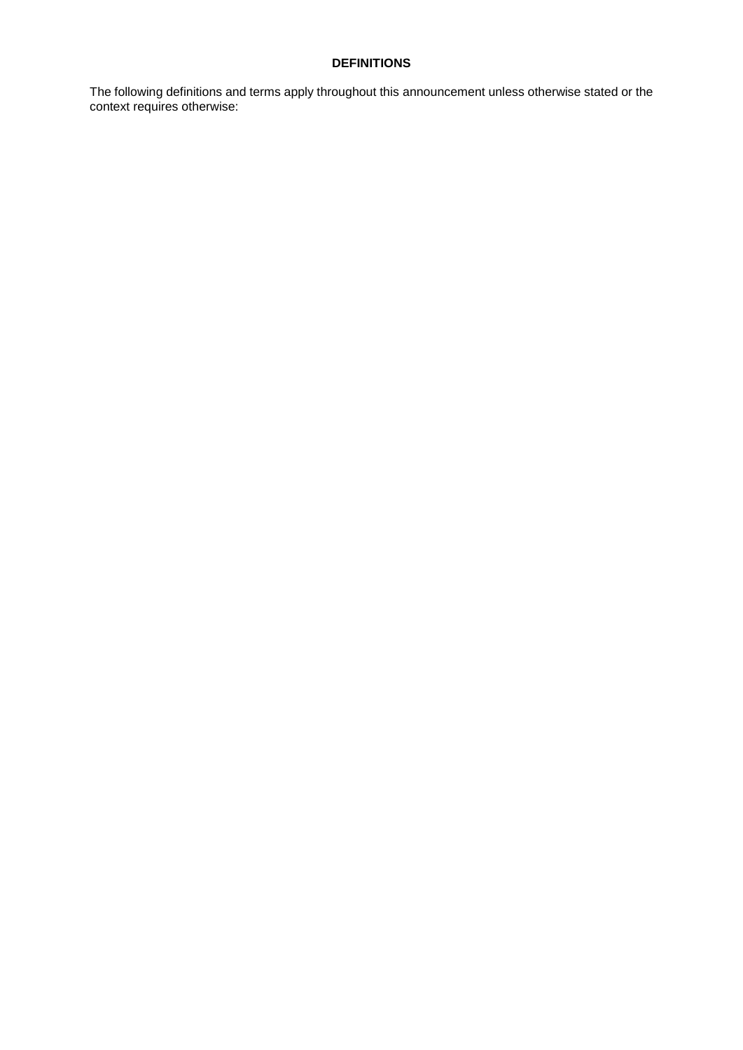**DEFINITIONS**

The following definitions and terms apply throughout this announcement unless otherwise stated or the context requires otherwise: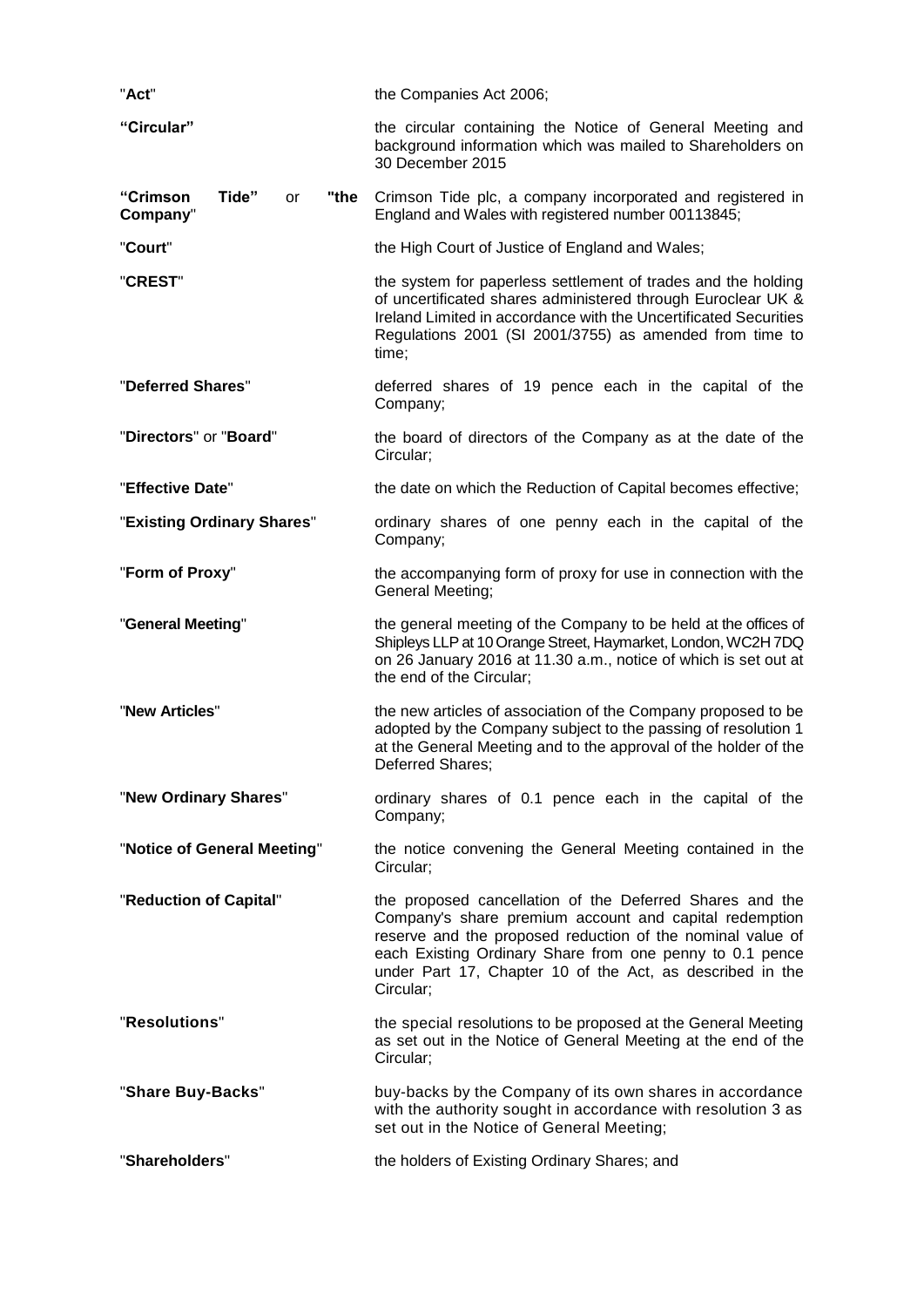| | |
|---|---|
| "**Act**" | the Companies Act 2006; |
| **"Circular"** | the circular containing the Notice of General Meeting and background information which was mailed to Shareholders on 30 December 2015 |
| **"Crimson Tide"** or **"the Company**" | Crimson Tide plc, a company incorporated and registered in England and Wales with registered number 00113845; |
| "**Court**" | the High Court of Justice of England and Wales; |
| "**CREST**" | the system for paperless settlement of trades and the holding of uncertificated shares administered through Euroclear UK & Ireland Limited in accordance with the Uncertificated Securities Regulations 2001 (SI 2001/3755) as amended from time to time; |
| "**Deferred Shares**" | deferred shares of 19 pence each in the capital of the Company; |
| "**Directors**" or "**Board**" | the board of directors of the Company as at the date of the Circular; |
| "**Effective Date**" | the date on which the Reduction of Capital becomes effective; |
| "**Existing Ordinary Shares**" | ordinary shares of one penny each in the capital of the Company; |
| "**Form of Proxy**" | the accompanying form of proxy for use in connection with the General Meeting; |
| "**General Meeting**" | the general meeting of the Company to be held at the offices of Shipleys LLP at 10 Orange Street, Haymarket, London, WC2H 7DQ on 26 January 2016 at 11.30 a.m., notice of which is set out at the end of the Circular; |
| "**New Articles**" | the new articles of association of the Company proposed to be adopted by the Company subject to the passing of resolution 1 at the General Meeting and to the approval of the holder of the Deferred Shares; |
| "**New Ordinary Shares**" | ordinary shares of 0.1 pence each in the capital of the Company; |
| "**Notice of General Meeting**" | the notice convening the General Meeting contained in the Circular; |
| "**Reduction of Capital**" | the proposed cancellation of the Deferred Shares and the Company's share premium account and capital redemption reserve and the proposed reduction of the nominal value of each Existing Ordinary Share from one penny to 0.1 pence under Part 17, Chapter 10 of the Act, as described in the Circular; |
| "**Resolutions**" | the special resolutions to be proposed at the General Meeting as set out in the Notice of General Meeting at the end of the Circular; |
| "**Share Buy-Backs**" | buy-backs by the Company of its own shares in accordance with the authority sought in accordance with resolution 3 as set out in the Notice of General Meeting; |
| "**Shareholders**" | the holders of Existing Ordinary Shares; and |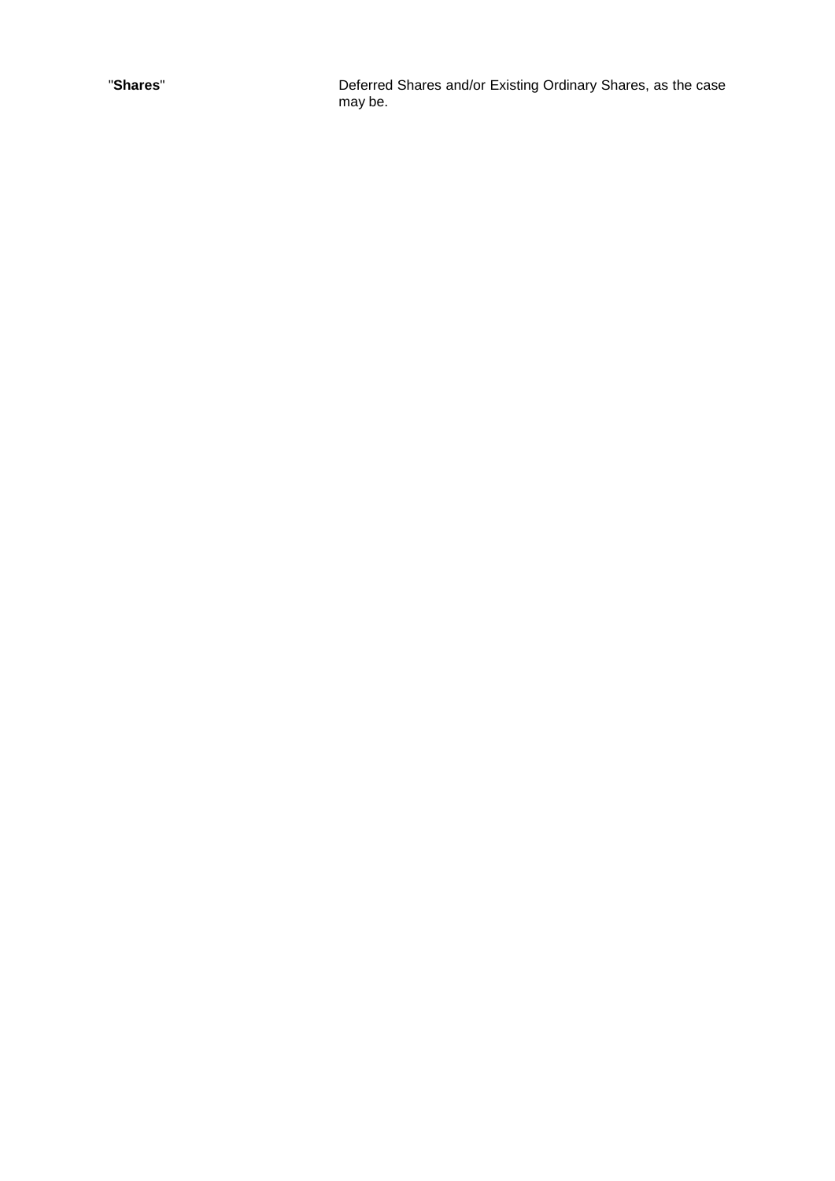| | |
|---|---|
| "**Shares**" | Deferred Shares and/or Existing Ordinary Shares, as the case may be. |